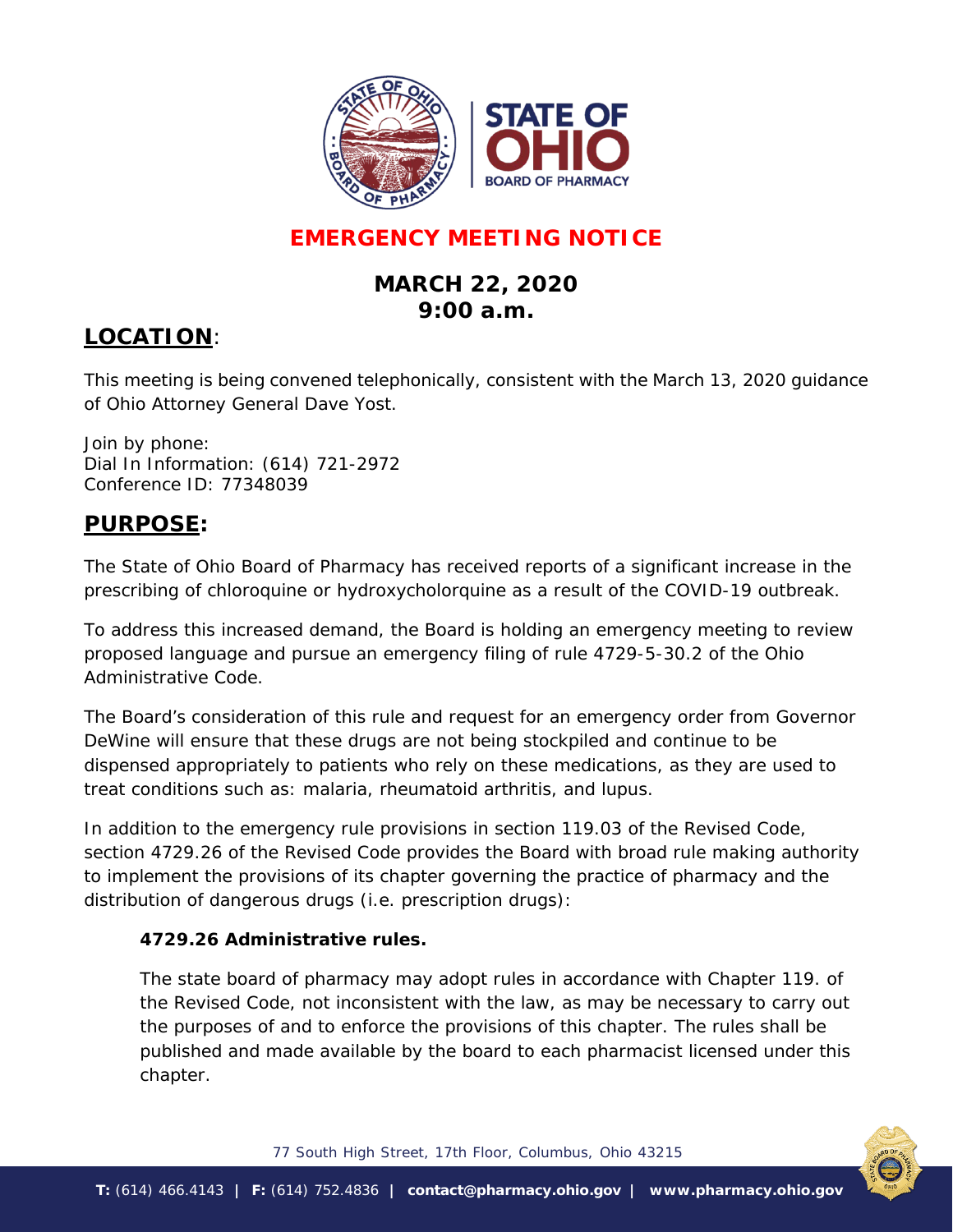# EMERGENCY MEETING NOTICE

## MARCH 22, 2020
## 9:00 a.m.

## LOCATION:

This meeting is being convened telephonically, consistent with the March 13, 2020 guidance of Ohio Attorney General Dave Yost.

Join by phone:
Dial In Information: (614) 721-2972
Conference ID: 77348039

## PURPOSE:

The State of Ohio Board of Pharmacy has received reports of a significant increase in the prescribing of chloroquine or hydroxycholorquine as a result of the COVID-19 outbreak.

To address this increased demand, the Board is holding an emergency meeting to review proposed language and pursue an emergency filing of rule 4729-5-30.2 of the Ohio Administrative Code.

The Board's consideration of this rule and request for an emergency order from Governor DeWine will ensure that these drugs are not being stockpiled and continue to be dispensed appropriately to patients who rely on these medications, as they are used to treat conditions such as: malaria, rheumatoid arthritis, and lupus.

In addition to the emergency rule provisions in section 119.03 of the Revised Code, section 4729.26 of the Revised Code provides the Board with broad rule making authority to implement the provisions of its chapter governing the practice of pharmacy and the distribution of dangerous drugs (i.e. prescription drugs):

> **4729.26 Administrative rules.**
>
> The state board of pharmacy may adopt rules in accordance with Chapter 119. of the Revised Code, not inconsistent with the law, as may be necessary to carry out the purposes of and to enforce the provisions of this chapter. The rules shall be published and made available by the board to each pharmacist licensed under this chapter.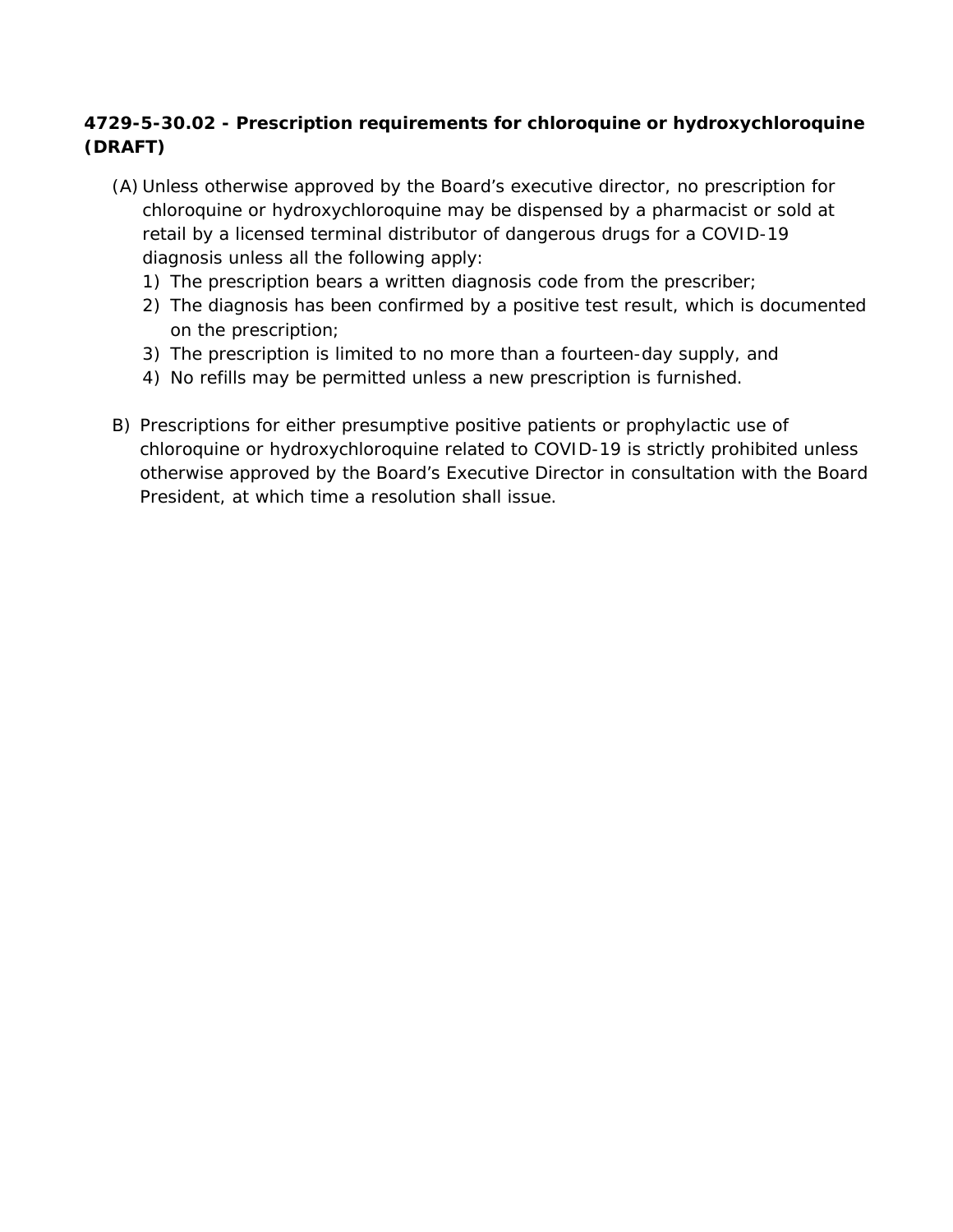**4729-5-30.02 - Prescription requirements for chloroquine or hydroxychloroquine (DRAFT)**

(A) Unless otherwise approved by the Board’s executive director, no prescription for chloroquine or hydroxychloroquine may be dispensed by a pharmacist or sold at retail by a licensed terminal distributor of dangerous drugs for a COVID-19 diagnosis unless all the following apply:

1) The prescription bears a written diagnosis code from the prescriber;
2) The diagnosis has been confirmed by a positive test result, which is documented on the prescription;
3) The prescription is limited to no more than a fourteen-day supply, and
4) No refills may be permitted unless a new prescription is furnished.

B) Prescriptions for either presumptive positive patients or prophylactic use of chloroquine or hydroxychloroquine related to COVID-19 is strictly prohibited unless otherwise approved by the Board’s Executive Director in consultation with the Board President, at which time a resolution shall issue.